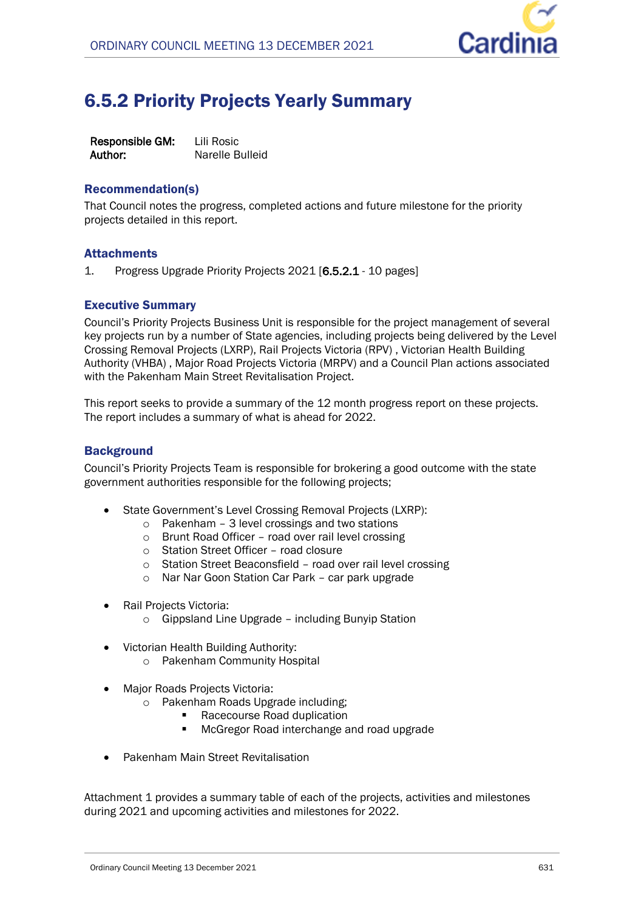# 6.5.2 Priority Projects Yearly Summary

**Responsible GM:** Lili Rosic
**Author:** Narelle Bulleid

## Recommendation(s)

That Council notes the progress, completed actions and future milestone for the priority projects detailed in this report.

## Attachments

1. Progress Upgrade Priority Projects 2021 [6.5.2.1 - 10 pages]

## Executive Summary

Council's Priority Projects Business Unit is responsible for the project management of several key projects run by a number of State agencies, including projects being delivered by the Level Crossing Removal Projects (LXRP), Rail Projects Victoria (RPV) , Victorian Health Building Authority (VHBA) , Major Road Projects Victoria (MRPV) and a Council Plan actions associated with the Pakenham Main Street Revitalisation Project.

This report seeks to provide a summary of the 12 month progress report on these projects. The report includes a summary of what is ahead for 2022.

## Background

Council's Priority Projects Team is responsible for brokering a good outcome with the state government authorities responsible for the following projects;

- State Government's Level Crossing Removal Projects (LXRP):
  - Pakenham – 3 level crossings and two stations
  - Brunt Road Officer – road over rail level crossing
  - Station Street Officer – road closure
  - Station Street Beaconsfield – road over rail level crossing
  - Nar Nar Goon Station Car Park – car park upgrade
- Rail Projects Victoria:
  - Gippsland Line Upgrade – including Bunyip Station
- Victorian Health Building Authority:
  - Pakenham Community Hospital
- Major Roads Projects Victoria:
  - Pakenham Roads Upgrade including;
    - Racecourse Road duplication
    - McGregor Road interchange and road upgrade
- Pakenham Main Street Revitalisation

Attachment 1 provides a summary table of each of the projects, activities and milestones during 2021 and upcoming activities and milestones for 2022.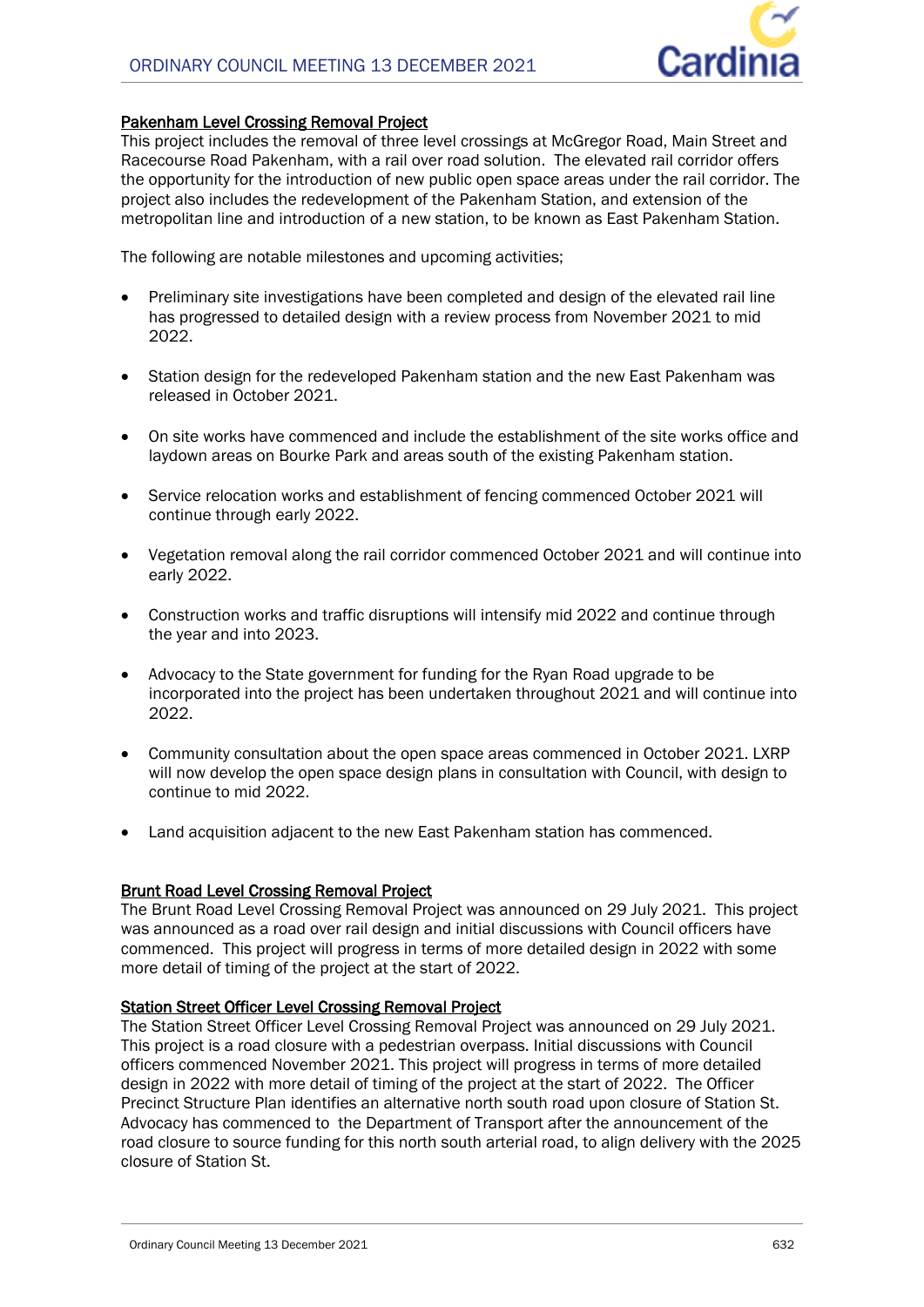**Pakenham Level Crossing Removal Project**

This project includes the removal of three level crossings at McGregor Road, Main Street and Racecourse Road Pakenham, with a rail over road solution. The elevated rail corridor offers the opportunity for the introduction of new public open space areas under the rail corridor. The project also includes the redevelopment of the Pakenham Station, and extension of the metropolitan line and introduction of a new station, to be known as East Pakenham Station.

The following are notable milestones and upcoming activities;

- Preliminary site investigations have been completed and design of the elevated rail line has progressed to detailed design with a review process from November 2021 to mid 2022.
- Station design for the redeveloped Pakenham station and the new East Pakenham was released in October 2021.
- On site works have commenced and include the establishment of the site works office and laydown areas on Bourke Park and areas south of the existing Pakenham station.
- Service relocation works and establishment of fencing commenced October 2021 will continue through early 2022.
- Vegetation removal along the rail corridor commenced October 2021 and will continue into early 2022.
- Construction works and traffic disruptions will intensify mid 2022 and continue through the year and into 2023.
- Advocacy to the State government for funding for the Ryan Road upgrade to be incorporated into the project has been undertaken throughout 2021 and will continue into 2022.
- Community consultation about the open space areas commenced in October 2021. LXRP will now develop the open space design plans in consultation with Council, with design to continue to mid 2022.
- Land acquisition adjacent to the new East Pakenham station has commenced.

**Brunt Road Level Crossing Removal Project**

The Brunt Road Level Crossing Removal Project was announced on 29 July 2021. This project was announced as a road over rail design and initial discussions with Council officers have commenced. This project will progress in terms of more detailed design in 2022 with some more detail of timing of the project at the start of 2022.

**Station Street Officer Level Crossing Removal Project**

The Station Street Officer Level Crossing Removal Project was announced on 29 July 2021. This project is a road closure with a pedestrian overpass. Initial discussions with Council officers commenced November 2021. This project will progress in terms of more detailed design in 2022 with more detail of timing of the project at the start of 2022. The Officer Precinct Structure Plan identifies an alternative north south road upon closure of Station St. Advocacy has commenced to the Department of Transport after the announcement of the road closure to source funding for this north south arterial road, to align delivery with the 2025 closure of Station St.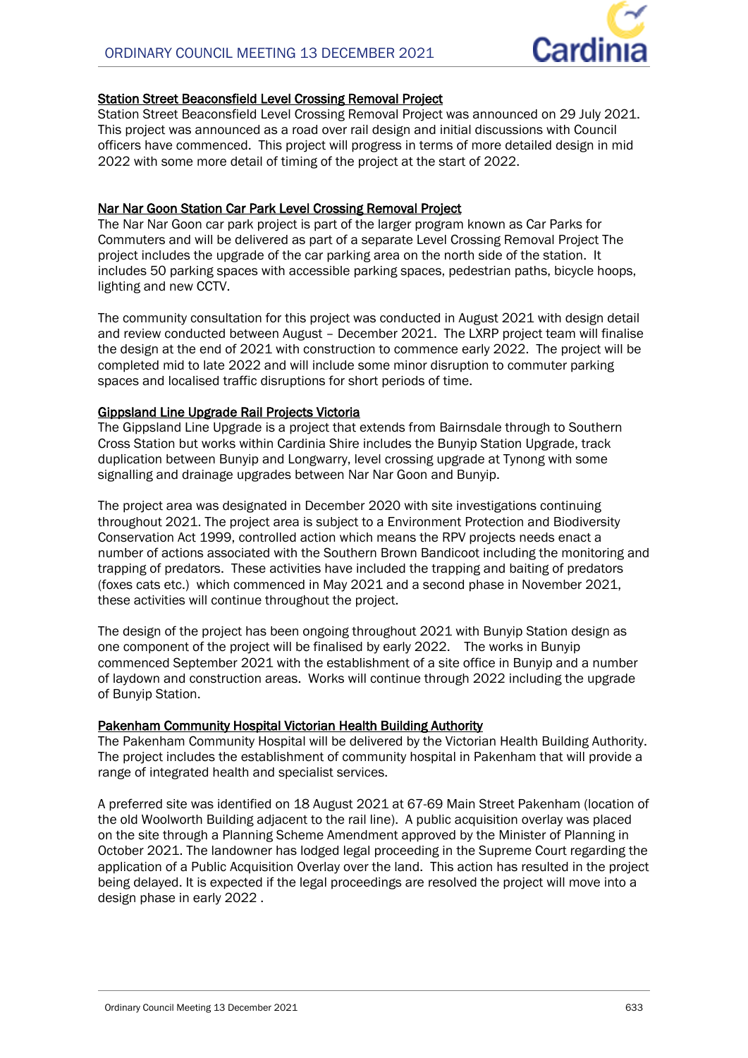**Station Street Beaconsfield Level Crossing Removal Project**

Station Street Beaconsfield Level Crossing Removal Project was announced on 29 July 2021. This project was announced as a road over rail design and initial discussions with Council officers have commenced. This project will progress in terms of more detailed design in mid 2022 with some more detail of timing of the project at the start of 2022.

**Nar Nar Goon Station Car Park Level Crossing Removal Project**

The Nar Nar Goon car park project is part of the larger program known as Car Parks for Commuters and will be delivered as part of a separate Level Crossing Removal Project The project includes the upgrade of the car parking area on the north side of the station. It includes 50 parking spaces with accessible parking spaces, pedestrian paths, bicycle hoops, lighting and new CCTV.

The community consultation for this project was conducted in August 2021 with design detail and review conducted between August – December 2021. The LXRP project team will finalise the design at the end of 2021 with construction to commence early 2022. The project will be completed mid to late 2022 and will include some minor disruption to commuter parking spaces and localised traffic disruptions for short periods of time.

**Gippsland Line Upgrade Rail Projects Victoria**

The Gippsland Line Upgrade is a project that extends from Bairnsdale through to Southern Cross Station but works within Cardinia Shire includes the Bunyip Station Upgrade, track duplication between Bunyip and Longwarry, level crossing upgrade at Tynong with some signalling and drainage upgrades between Nar Nar Goon and Bunyip.

The project area was designated in December 2020 with site investigations continuing throughout 2021. The project area is subject to a Environment Protection and Biodiversity Conservation Act 1999, controlled action which means the RPV projects needs enact a number of actions associated with the Southern Brown Bandicoot including the monitoring and trapping of predators. These activities have included the trapping and baiting of predators (foxes cats etc.) which commenced in May 2021 and a second phase in November 2021, these activities will continue throughout the project.

The design of the project has been ongoing throughout 2021 with Bunyip Station design as one component of the project will be finalised by early 2022. The works in Bunyip commenced September 2021 with the establishment of a site office in Bunyip and a number of laydown and construction areas. Works will continue through 2022 including the upgrade of Bunyip Station.

**Pakenham Community Hospital Victorian Health Building Authority**

The Pakenham Community Hospital will be delivered by the Victorian Health Building Authority. The project includes the establishment of community hospital in Pakenham that will provide a range of integrated health and specialist services.

A preferred site was identified on 18 August 2021 at 67-69 Main Street Pakenham (location of the old Woolworth Building adjacent to the rail line). A public acquisition overlay was placed on the site through a Planning Scheme Amendment approved by the Minister of Planning in October 2021. The landowner has lodged legal proceeding in the Supreme Court regarding the application of a Public Acquisition Overlay over the land. This action has resulted in the project being delayed. It is expected if the legal proceedings are resolved the project will move into a design phase in early 2022 .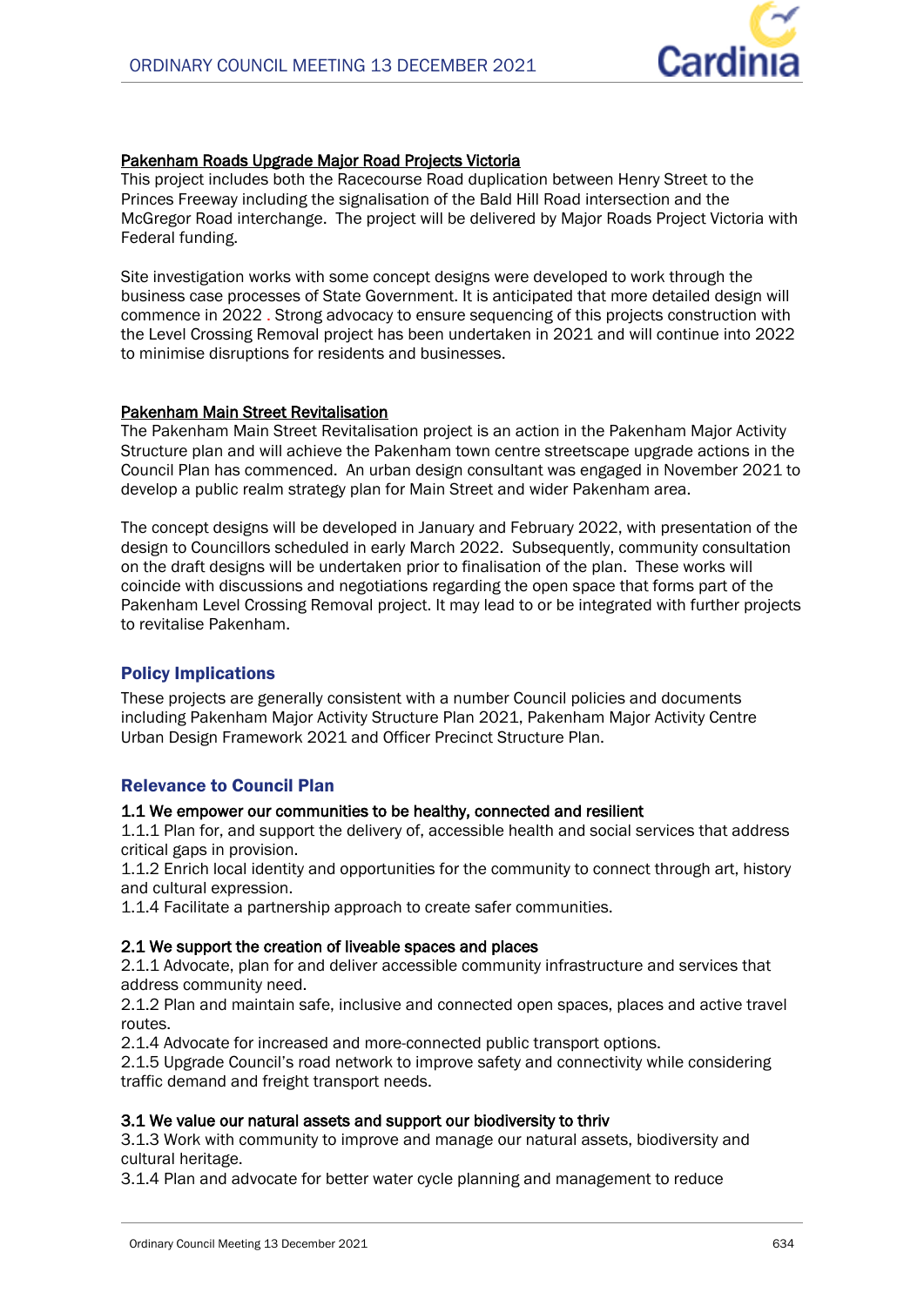**<u>Pakenham Roads Upgrade Major Road Projects Victoria</u>**
This project includes both the Racecourse Road duplication between Henry Street to the Princes Freeway including the signalisation of the Bald Hill Road intersection and the McGregor Road interchange. The project will be delivered by Major Roads Project Victoria with Federal funding.

Site investigation works with some concept designs were developed to work through the business case processes of State Government. It is anticipated that more detailed design will commence in 2022 . Strong advocacy to ensure sequencing of this projects construction with the Level Crossing Removal project has been undertaken in 2021 and will continue into 2022 to minimise disruptions for residents and businesses.

**<u>Pakenham Main Street Revitalisation</u>**
The Pakenham Main Street Revitalisation project is an action in the Pakenham Major Activity Structure plan and will achieve the Pakenham town centre streetscape upgrade actions in the Council Plan has commenced. An urban design consultant was engaged in November 2021 to develop a public realm strategy plan for Main Street and wider Pakenham area.

The concept designs will be developed in January and February 2022, with presentation of the design to Councillors scheduled in early March 2022. Subsequently, community consultation on the draft designs will be undertaken prior to finalisation of the plan. These works will coincide with discussions and negotiations regarding the open space that forms part of the Pakenham Level Crossing Removal project. It may lead to or be integrated with further projects to revitalise Pakenham.

## Policy Implications

These projects are generally consistent with a number Council policies and documents including Pakenham Major Activity Structure Plan 2021, Pakenham Major Activity Centre Urban Design Framework 2021 and Officer Precinct Structure Plan.

## Relevance to Council Plan

**1.1 We empower our communities to be healthy, connected and resilient**
1.1.1 Plan for, and support the delivery of, accessible health and social services that address critical gaps in provision.
1.1.2 Enrich local identity and opportunities for the community to connect through art, history and cultural expression.
1.1.4 Facilitate a partnership approach to create safer communities.

**2.1 We support the creation of liveable spaces and places**
2.1.1 Advocate, plan for and deliver accessible community infrastructure and services that address community need.
2.1.2 Plan and maintain safe, inclusive and connected open spaces, places and active travel routes.
2.1.4 Advocate for increased and more-connected public transport options.
2.1.5 Upgrade Council's road network to improve safety and connectivity while considering traffic demand and freight transport needs.

**3.1 We value our natural assets and support our biodiversity to thriv**
3.1.3 Work with community to improve and manage our natural assets, biodiversity and cultural heritage.
3.1.4 Plan and advocate for better water cycle planning and management to reduce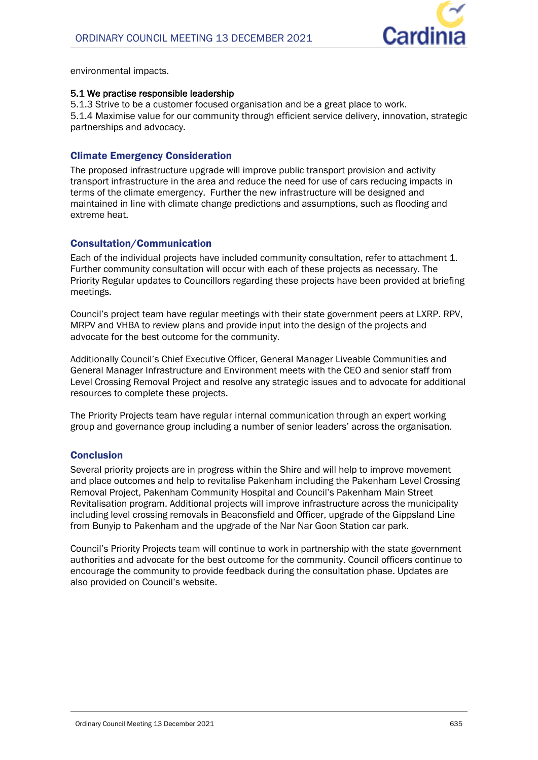environmental impacts.

**5.1 We practise responsible leadership**
5.1.3 Strive to be a customer focused organisation and be a great place to work.
5.1.4 Maximise value for our community through efficient service delivery, innovation, strategic partnerships and advocacy.

## Climate Emergency Consideration

The proposed infrastructure upgrade will improve public transport provision and activity transport infrastructure in the area and reduce the need for use of cars reducing impacts in terms of the climate emergency. Further the new infrastructure will be designed and maintained in line with climate change predictions and assumptions, such as flooding and extreme heat.

## Consultation/Communication

Each of the individual projects have included community consultation, refer to attachment 1. Further community consultation will occur with each of these projects as necessary. The Priority Regular updates to Councillors regarding these projects have been provided at briefing meetings.

Council's project team have regular meetings with their state government peers at LXRP. RPV, MRPV and VHBA to review plans and provide input into the design of the projects and advocate for the best outcome for the community.

Additionally Council's Chief Executive Officer, General Manager Liveable Communities and General Manager Infrastructure and Environment meets with the CEO and senior staff from Level Crossing Removal Project and resolve any strategic issues and to advocate for additional resources to complete these projects.

The Priority Projects team have regular internal communication through an expert working group and governance group including a number of senior leaders' across the organisation.

## Conclusion

Several priority projects are in progress within the Shire and will help to improve movement and place outcomes and help to revitalise Pakenham including the Pakenham Level Crossing Removal Project, Pakenham Community Hospital and Council's Pakenham Main Street Revitalisation program. Additional projects will improve infrastructure across the municipality including level crossing removals in Beaconsfield and Officer, upgrade of the Gippsland Line from Bunyip to Pakenham and the upgrade of the Nar Nar Goon Station car park.

Council's Priority Projects team will continue to work in partnership with the state government authorities and advocate for the best outcome for the community. Council officers continue to encourage the community to provide feedback during the consultation phase. Updates are also provided on Council's website.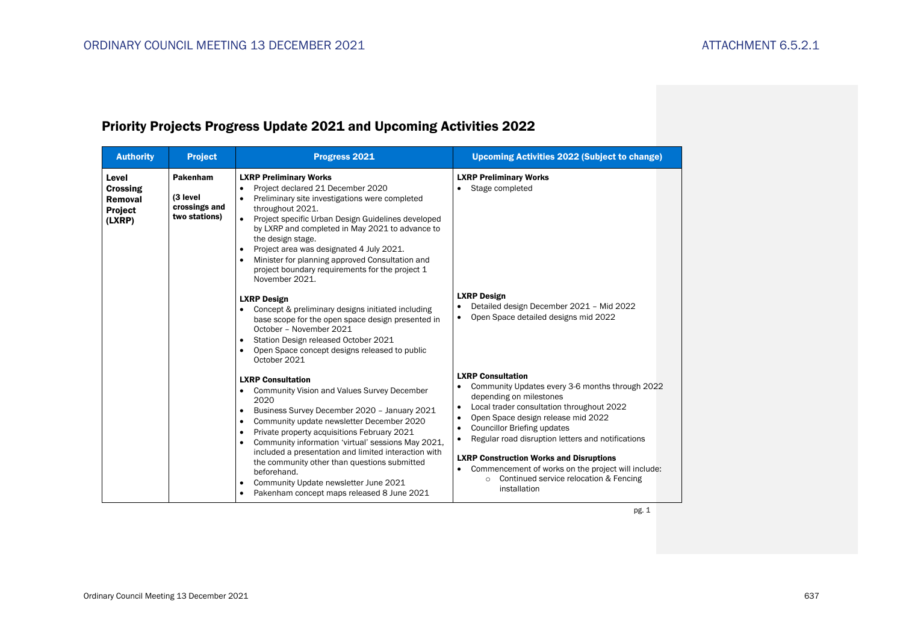## Priority Projects Progress Update 2021 and Upcoming Activities 2022

| Authority | Project | Progress 2021 | Upcoming Activities 2022 (Subject to change) |
| --- | --- | --- | --- |
| **Level Crossing Removal Project (LXRP)** | **Pakenham**<br><br>**(3 level crossings and two stations)** | **LXRP Preliminary Works**<br>• Project declared 21 December 2020<br>• Preliminary site investigations were completed throughout 2021.<br>• Project specific Urban Design Guidelines developed by LXRP and completed in May 2021 to advance to the design stage.<br>• Project area was designated 4 July 2021.<br>• Minister for planning approved Consultation and project boundary requirements for the project 1 November 2021.<br><br>**LXRP Design**<br>• Concept & preliminary designs initiated including base scope for the open space design presented in October – November 2021<br>• Station Design released October 2021<br>• Open Space concept designs released to public October 2021<br><br>**LXRP Consultation**<br>• Community Vision and Values Survey December 2020<br>• Business Survey December 2020 – January 2021<br>• Community update newsletter December 2020<br>• Private property acquisitions February 2021<br>• Community information 'virtual' sessions May 2021, included a presentation and limited interaction with the community other than questions submitted beforehand.<br>• Community Update newsletter June 2021<br>• Pakenham concept maps released 8 June 2021 | **LXRP Preliminary Works**<br>• Stage completed<br><br>**LXRP Design**<br>• Detailed design December 2021 – Mid 2022<br>• Open Space detailed designs mid 2022<br><br>**LXRP Consultation**<br>• Community Updates every 3-6 months through 2022 depending on milestones<br>• Local trader consultation throughout 2022<br>• Open Space design release mid 2022<br>• Councillor Briefing updates<br>• Regular road disruption letters and notifications<br><br>**LXRP Construction Works and Disruptions**<br>• Commencement of works on the project will include:<br>  ○ Continued service relocation & Fencing installation |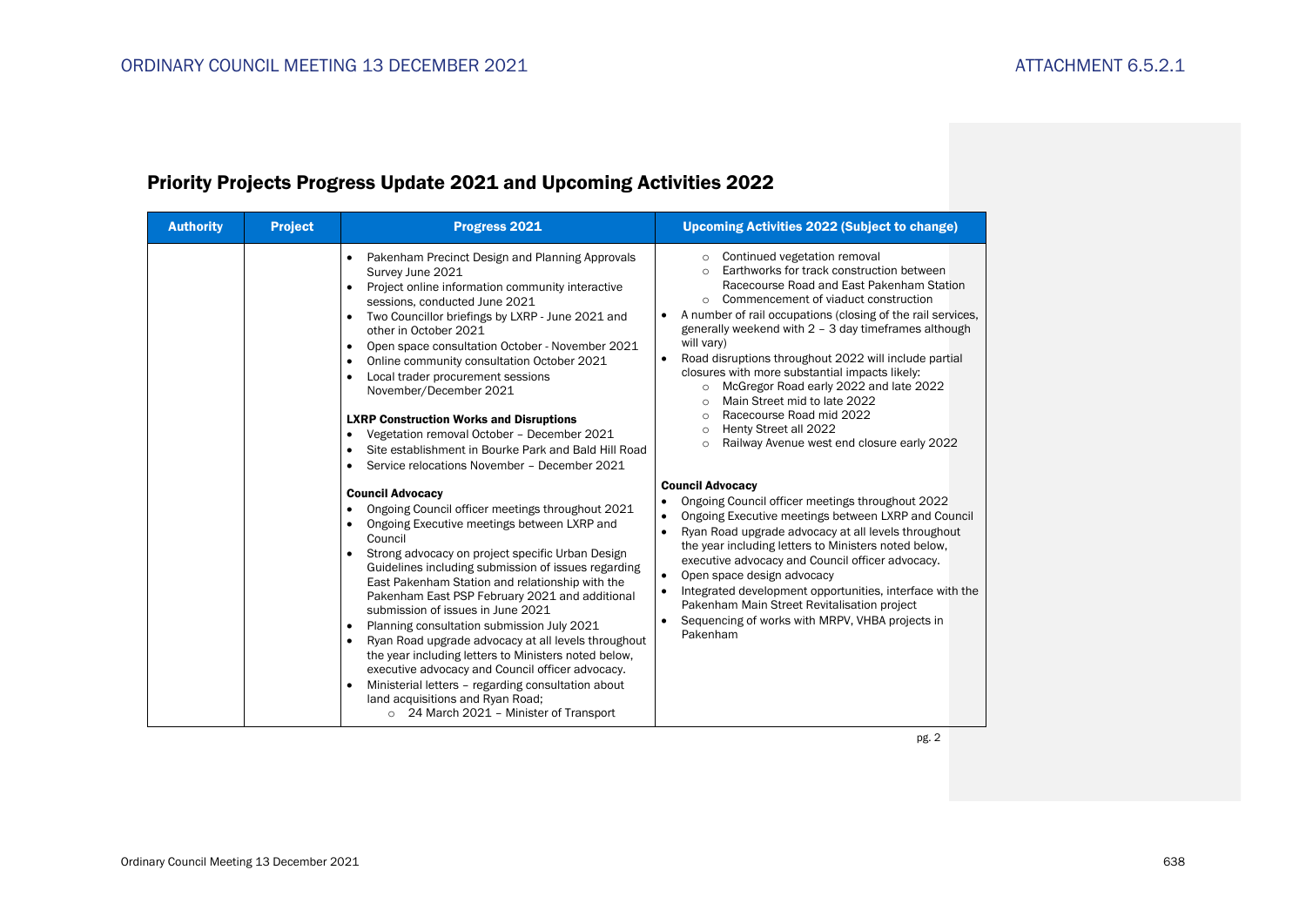## Priority Projects Progress Update 2021 and Upcoming Activities 2022

| Authority | Project | Progress 2021 | Upcoming Activities 2022 (Subject to change) |
|---|---|---|---|
| | | • Pakenham Precinct Design and Planning Approvals Survey June 2021<br>• Project online information community interactive sessions, conducted June 2021<br>• Two Councillor briefings by LXRP - June 2021 and other in October 2021<br>• Open space consultation October - November 2021<br>• Online community consultation October 2021<br>• Local trader procurement sessions November/December 2021<br><br>**LXRP Construction Works and Disruptions**<br>• Vegetation removal October – December 2021<br>• Site establishment in Bourke Park and Bald Hill Road<br>• Service relocations November – December 2021<br><br>**Council Advocacy**<br>• Ongoing Council officer meetings throughout 2021<br>• Ongoing Executive meetings between LXRP and Council<br>• Strong advocacy on project specific Urban Design Guidelines including submission of issues regarding East Pakenham Station and relationship with the Pakenham East PSP February 2021 and additional submission of issues in June 2021<br>• Planning consultation submission July 2021<br>• Ryan Road upgrade advocacy at all levels throughout the year including letters to Ministers noted below, executive advocacy and Council officer advocacy.<br>• Ministerial letters – regarding consultation about land acquisitions and Ryan Road;<br>  ○ 24 March 2021 – Minister of Transport | ○ Continued vegetation removal<br>○ Earthworks for track construction between Racecourse Road and East Pakenham Station<br>○ Commencement of viaduct construction<br>• A number of rail occupations (closing of the rail services, generally weekend with 2 – 3 day timeframes although will vary)<br>• Road disruptions throughout 2022 will include partial closures with more substantial impacts likely:<br>  ○ McGregor Road early 2022 and late 2022<br>  ○ Main Street mid to late 2022<br>  ○ Racecourse Road mid 2022<br>  ○ Henty Street all 2022<br>  ○ Railway Avenue west end closure early 2022<br><br>**Council Advocacy**<br>• Ongoing Council officer meetings throughout 2022<br>• Ongoing Executive meetings between LXRP and Council<br>• Ryan Road upgrade advocacy at all levels throughout the year including letters to Ministers noted below, executive advocacy and Council officer advocacy.<br>• Open space design advocacy<br>• Integrated development opportunities, interface with the Pakenham Main Street Revitalisation project<br>• Sequencing of works with MRPV, VHBA projects in Pakenham |

pg. 2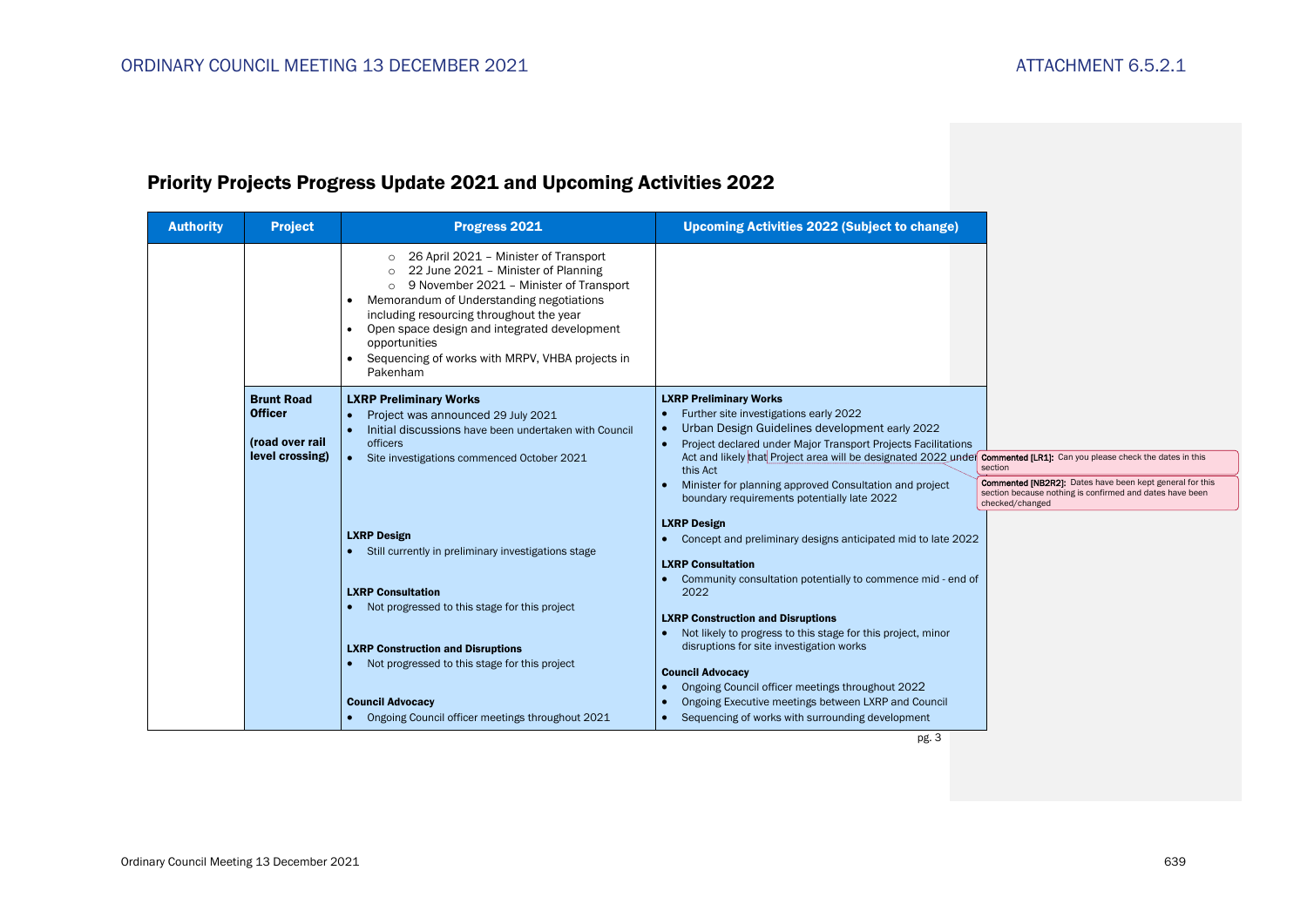## Priority Projects Progress Update 2021 and Upcoming Activities 2022

| Authority | Project | Progress 2021 | Upcoming Activities 2022 (Subject to change) |
|---|---|---|---|
| | | ○ 26 April 2021 – Minister of Transport<br>○ 22 June 2021 – Minister of Planning<br>○ 9 November 2021 – Minister of Transport<br>• Memorandum of Understanding negotiations including resourcing throughout the year<br>• Open space design and integrated development opportunities<br>• Sequencing of works with MRPV, VHBA projects in Pakenham | |
| | **Brunt Road Officer**<br><br>**(road over rail level crossing)** | **LXRP Preliminary Works**<br>• Project was announced 29 July 2021<br>• Initial discussions have been undertaken with Council officers<br>• Site investigations commenced October 2021<br><br>**LXRP Design**<br>• Still currently in preliminary investigations stage<br><br>**LXRP Consultation**<br>• Not progressed to this stage for this project<br><br>**LXRP Construction and Disruptions**<br>• Not progressed to this stage for this project<br><br>**Council Advocacy**<br>• Ongoing Council officer meetings throughout 2021 | **LXRP Preliminary Works**<br>• Further site investigations early 2022<br>• Urban Design Guidelines development early 2022<br>• Project declared under Major Transport Projects Facilitations Act and likely that Project area will be designated 2022 under this Act<br>• Minister for planning approved Consultation and project boundary requirements potentially late 2022<br><br>**LXRP Design**<br>• Concept and preliminary designs anticipated mid to late 2022<br><br>**LXRP Consultation**<br>• Community consultation potentially to commence mid - end of 2022<br><br>**LXRP Construction and Disruptions**<br>• Not likely to progress to this stage for this project, minor disruptions for site investigation works<br><br>**Council Advocacy**<br>• Ongoing Council officer meetings throughout 2022<br>• Ongoing Executive meetings between LXRP and Council<br>• Sequencing of works with surrounding development |

**Commented [LR1]:** Can you please check the dates in this section

**Commented [NB2R2]:** Dates have been kept general for this section because nothing is confirmed and dates have been checked/changed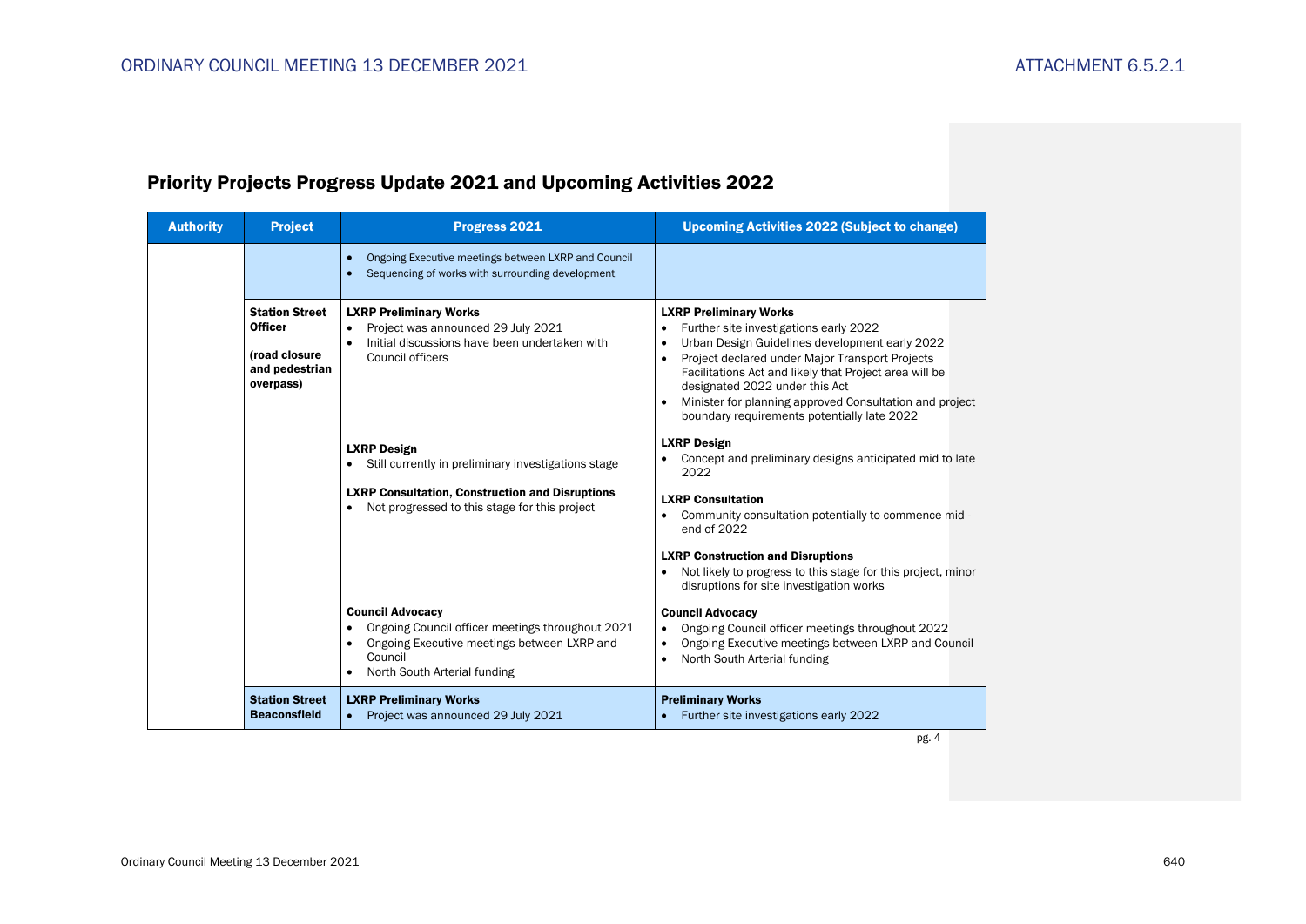## Priority Projects Progress Update 2021 and Upcoming Activities 2022

| Authority | Project | Progress 2021 | Upcoming Activities 2022 (Subject to change) |
|---|---|---|---|
| | | • Ongoing Executive meetings between LXRP and Council<br>• Sequencing of works with surrounding development | |
| | **Station Street Officer**<br><br>**(road closure and pedestrian overpass)** | **LXRP Preliminary Works**<br>• Project was announced 29 July 2021<br>• Initial discussions have been undertaken with Council officers<br><br>**LXRP Design**<br>• Still currently in preliminary investigations stage<br><br>**LXRP Consultation, Construction and Disruptions**<br>• Not progressed to this stage for this project<br><br>**Council Advocacy**<br>• Ongoing Council officer meetings throughout 2021<br>• Ongoing Executive meetings between LXRP and Council<br>• North South Arterial funding | **LXRP Preliminary Works**<br>• Further site investigations early 2022<br>• Urban Design Guidelines development early 2022<br>• Project declared under Major Transport Projects Facilitations Act and likely that Project area will be designated 2022 under this Act<br>• Minister for planning approved Consultation and project boundary requirements potentially late 2022<br><br>**LXRP Design**<br>• Concept and preliminary designs anticipated mid to late 2022<br><br>**LXRP Consultation**<br>• Community consultation potentially to commence mid - end of 2022<br><br>**LXRP Construction and Disruptions**<br>• Not likely to progress to this stage for this project, minor disruptions for site investigation works<br><br>**Council Advocacy**<br>• Ongoing Council officer meetings throughout 2022<br>• Ongoing Executive meetings between LXRP and Council<br>• North South Arterial funding |
| | **Station Street Beaconsfield** | **LXRP Preliminary Works**<br>• Project was announced 29 July 2021 | **Preliminary Works**<br>• Further site investigations early 2022 |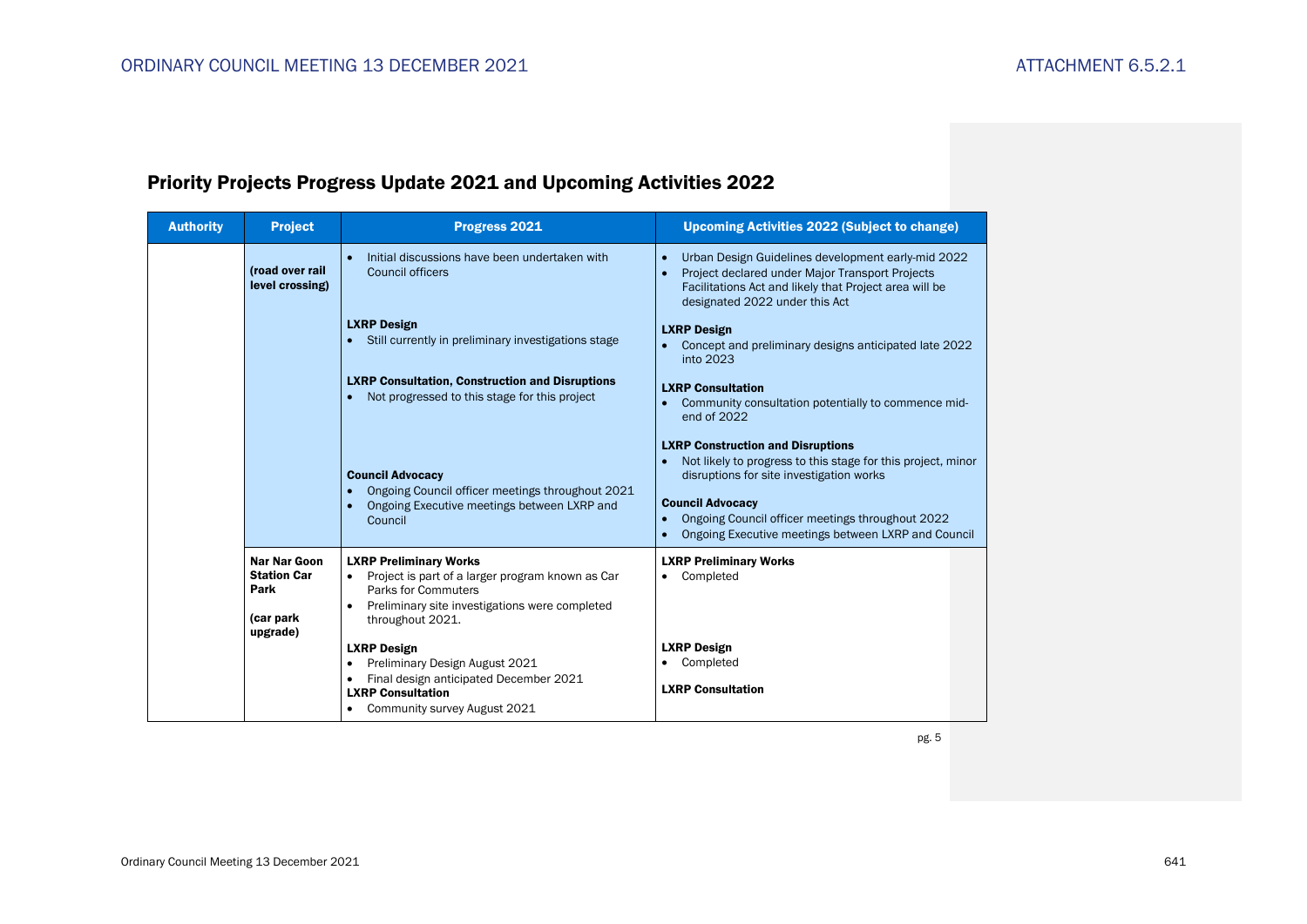## Priority Projects Progress Update 2021 and Upcoming Activities 2022

| Authority | Project | Progress 2021 | Upcoming Activities 2022 (Subject to change) |
|---|---|---|---|
| | **(road over rail level crossing)** | • Initial discussions have been undertaken with Council officers<br><br>**LXRP Design**<br>• Still currently in preliminary investigations stage<br><br>**LXRP Consultation, Construction and Disruptions**<br>• Not progressed to this stage for this project<br><br>**Council Advocacy**<br>• Ongoing Council officer meetings throughout 2021<br>• Ongoing Executive meetings between LXRP and Council | • Urban Design Guidelines development early-mid 2022<br>• Project declared under Major Transport Projects Facilitations Act and likely that Project area will be designated 2022 under this Act<br><br>**LXRP Design**<br>• Concept and preliminary designs anticipated late 2022 into 2023<br><br>**LXRP Consultation**<br>• Community consultation potentially to commence mid-end of 2022<br><br>**LXRP Construction and Disruptions**<br>• Not likely to progress to this stage for this project, minor disruptions for site investigation works<br><br>**Council Advocacy**<br>• Ongoing Council officer meetings throughout 2022<br>• Ongoing Executive meetings between LXRP and Council |
| | **Nar Nar Goon Station Car Park**<br><br>**(car park upgrade)** | **LXRP Preliminary Works**<br>• Project is part of a larger program known as Car Parks for Commuters<br>• Preliminary site investigations were completed throughout 2021.<br><br>**LXRP Design**<br>• Preliminary Design August 2021<br>• Final design anticipated December 2021<br>**LXRP Consultation**<br>• Community survey August 2021 | **LXRP Preliminary Works**<br>• Completed<br><br>**LXRP Design**<br>• Completed<br><br>**LXRP Consultation** |

pg. 5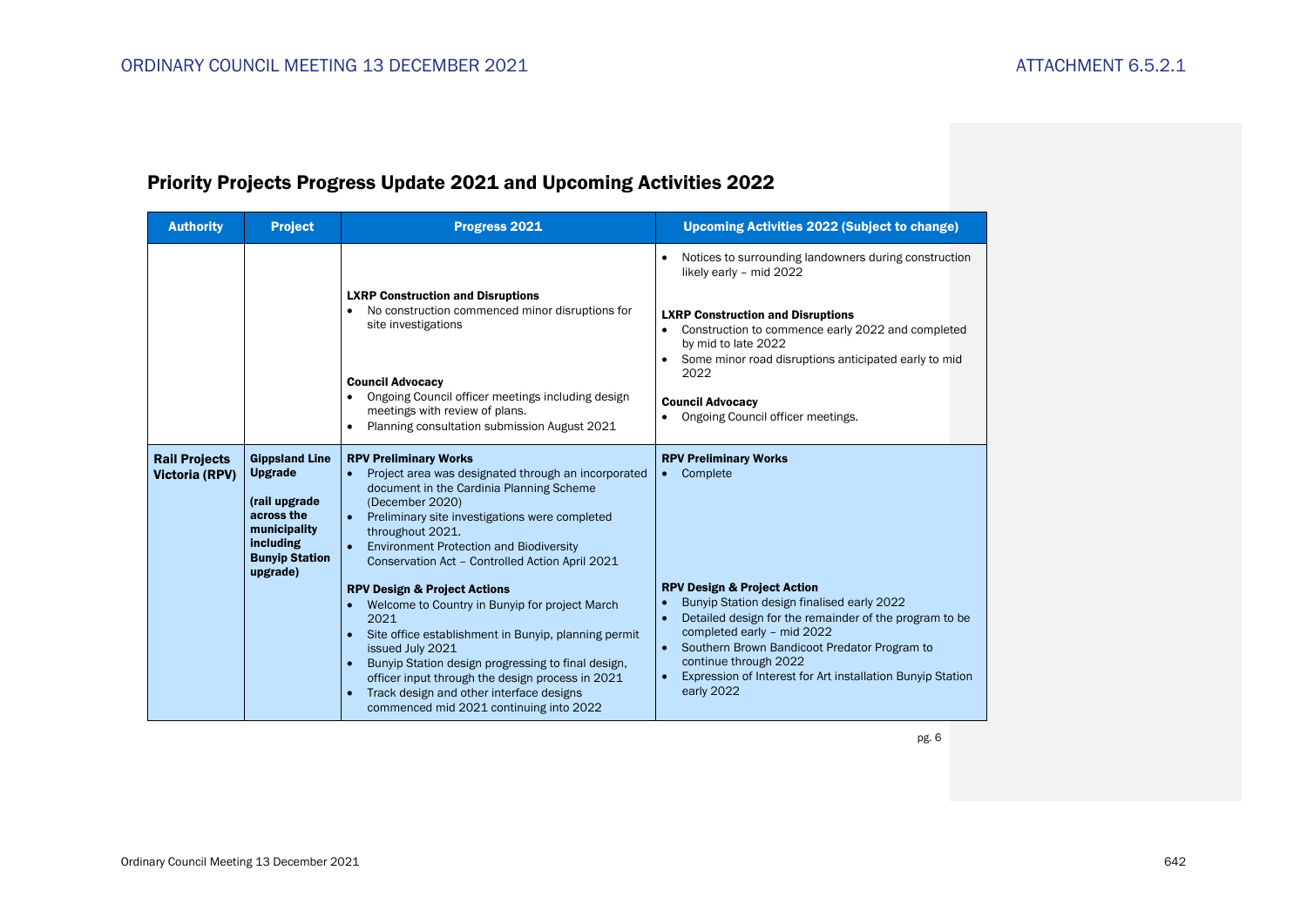## Priority Projects Progress Update 2021 and Upcoming Activities 2022

| Authority | Project | Progress 2021 | Upcoming Activities 2022 (Subject to change) |
|---|---|---|---|
| | | **LXRP Construction and Disruptions**<br>• No construction commenced minor disruptions for site investigations<br><br>**Council Advocacy**<br>• Ongoing Council officer meetings including design meetings with review of plans.<br>• Planning consultation submission August 2021 | • Notices to surrounding landowners during construction likely early – mid 2022<br><br>**LXRP Construction and Disruptions**<br>• Construction to commence early 2022 and completed by mid to late 2022<br>• Some minor road disruptions anticipated early to mid 2022<br><br>**Council Advocacy**<br>• Ongoing Council officer meetings. |
| **Rail Projects Victoria (RPV)** | **Gippsland Line Upgrade**<br><br>**(rail upgrade across the municipality including Bunyip Station upgrade)** | **RPV Preliminary Works**<br>• Project area was designated through an incorporated document in the Cardinia Planning Scheme (December 2020)<br>• Preliminary site investigations were completed throughout 2021.<br>• Environment Protection and Biodiversity Conservation Act – Controlled Action April 2021<br><br>**RPV Design & Project Actions**<br>• Welcome to Country in Bunyip for project March 2021<br>• Site office establishment in Bunyip, planning permit issued July 2021<br>• Bunyip Station design progressing to final design, officer input through the design process in 2021<br>• Track design and other interface designs commenced mid 2021 continuing into 2022 | **RPV Preliminary Works**<br>• Complete<br><br>**RPV Design & Project Action**<br>• Bunyip Station design finalised early 2022<br>• Detailed design for the remainder of the program to be completed early – mid 2022<br>• Southern Brown Bandicoot Predator Program to continue through 2022<br>• Expression of Interest for Art installation Bunyip Station early 2022 |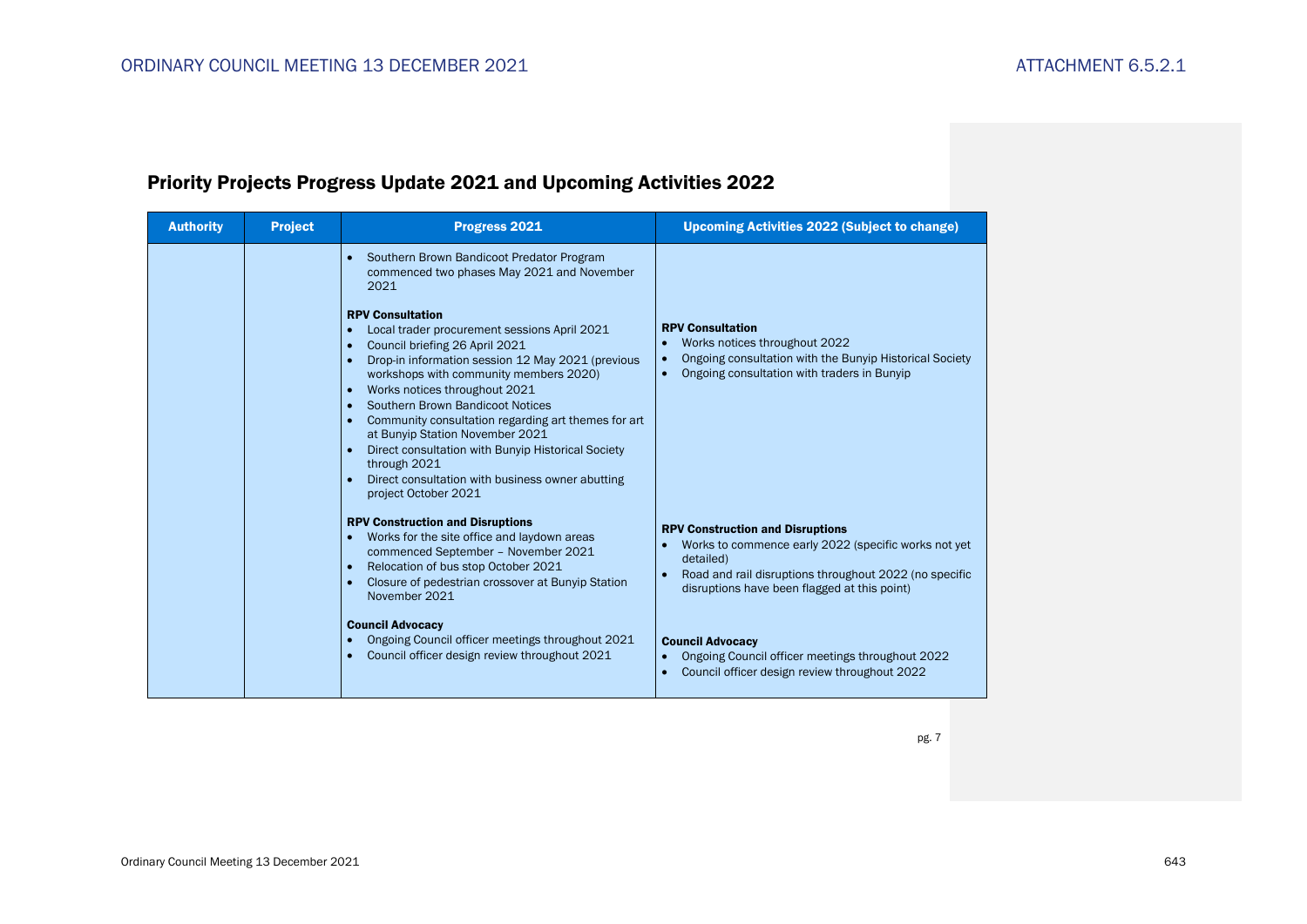## Priority Projects Progress Update 2021 and Upcoming Activities 2022

| Authority | Project | Progress 2021 | Upcoming Activities 2022 (Subject to change) |
|---|---|---|---|
| | | • Southern Brown Bandicoot Predator Program commenced two phases May 2021 and November 2021<br><br>**RPV Consultation**<br>• Local trader procurement sessions April 2021<br>• Council briefing 26 April 2021<br>• Drop-in information session 12 May 2021 (previous workshops with community members 2020)<br>• Works notices throughout 2021<br>• Southern Brown Bandicoot Notices<br>• Community consultation regarding art themes for art at Bunyip Station November 2021<br>• Direct consultation with Bunyip Historical Society through 2021<br>• Direct consultation with business owner abutting project October 2021<br><br>**RPV Construction and Disruptions**<br>• Works for the site office and laydown areas commenced September – November 2021<br>• Relocation of bus stop October 2021<br>• Closure of pedestrian crossover at Bunyip Station November 2021<br><br>**Council Advocacy**<br>• Ongoing Council officer meetings throughout 2021<br>• Council officer design review throughout 2021 | **RPV Consultation**<br>• Works notices throughout 2022<br>• Ongoing consultation with the Bunyip Historical Society<br>• Ongoing consultation with traders in Bunyip<br><br>**RPV Construction and Disruptions**<br>• Works to commence early 2022 (specific works not yet detailed)<br>• Road and rail disruptions throughout 2022 (no specific disruptions have been flagged at this point)<br><br>**Council Advocacy**<br>• Ongoing Council officer meetings throughout 2022<br>• Council officer design review throughout 2022 |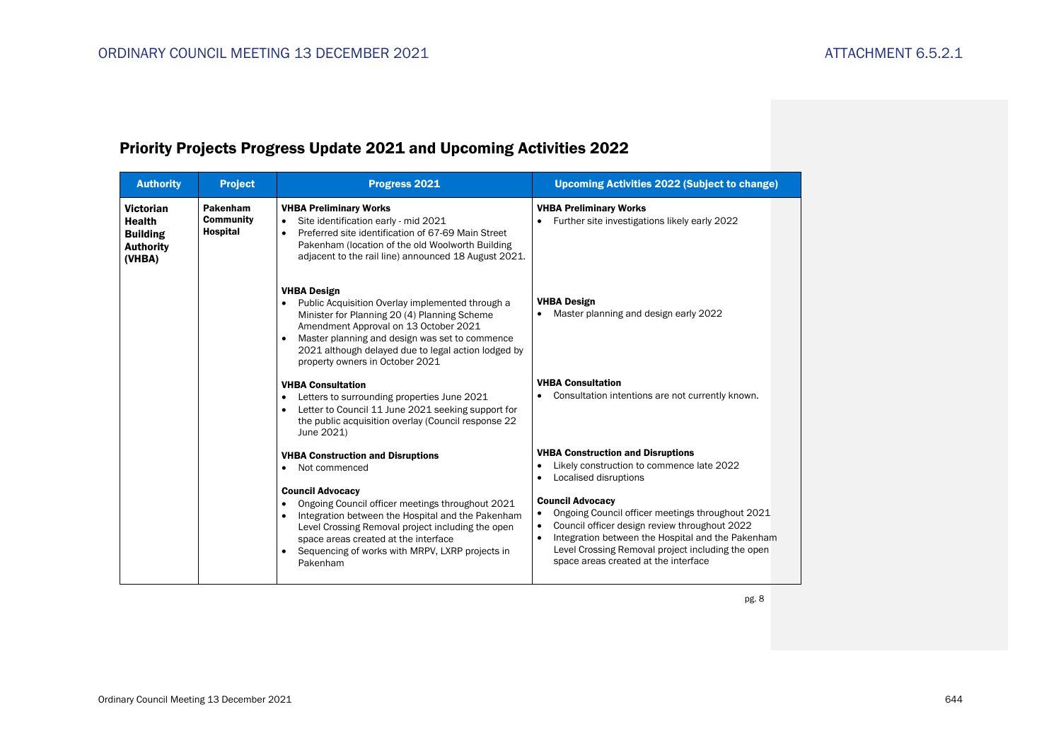## Priority Projects Progress Update 2021 and Upcoming Activities 2022

| Authority | Project | Progress 2021 | Upcoming Activities 2022 (Subject to change) |
|---|---|---|---|
| **Victorian Health Building Authority (VHBA)** | **Pakenham Community Hospital** | **VHBA Preliminary Works**<br>• Site identification early - mid 2021<br>• Preferred site identification of 67-69 Main Street Pakenham (location of the old Woolworth Building adjacent to the rail line) announced 18 August 2021.<br><br>**VHBA Design**<br>• Public Acquisition Overlay implemented through a Minister for Planning 20 (4) Planning Scheme Amendment Approval on 13 October 2021<br>• Master planning and design was set to commence 2021 although delayed due to legal action lodged by property owners in October 2021<br><br>**VHBA Consultation**<br>• Letters to surrounding properties June 2021<br>• Letter to Council 11 June 2021 seeking support for the public acquisition overlay (Council response 22 June 2021)<br><br>**VHBA Construction and Disruptions**<br>• Not commenced<br><br>**Council Advocacy**<br>• Ongoing Council officer meetings throughout 2021<br>• Integration between the Hospital and the Pakenham Level Crossing Removal project including the open space areas created at the interface<br>• Sequencing of works with MRPV, LXRP projects in Pakenham | **VHBA Preliminary Works**<br>• Further site investigations likely early 2022<br><br>**VHBA Design**<br>• Master planning and design early 2022<br><br>**VHBA Consultation**<br>• Consultation intentions are not currently known.<br><br>**VHBA Construction and Disruptions**<br>• Likely construction to commence late 2022<br>• Localised disruptions<br><br>**Council Advocacy**<br>• Ongoing Council officer meetings throughout 2021<br>• Council officer design review throughout 2022<br>• Integration between the Hospital and the Pakenham Level Crossing Removal project including the open space areas created at the interface |

pg. 8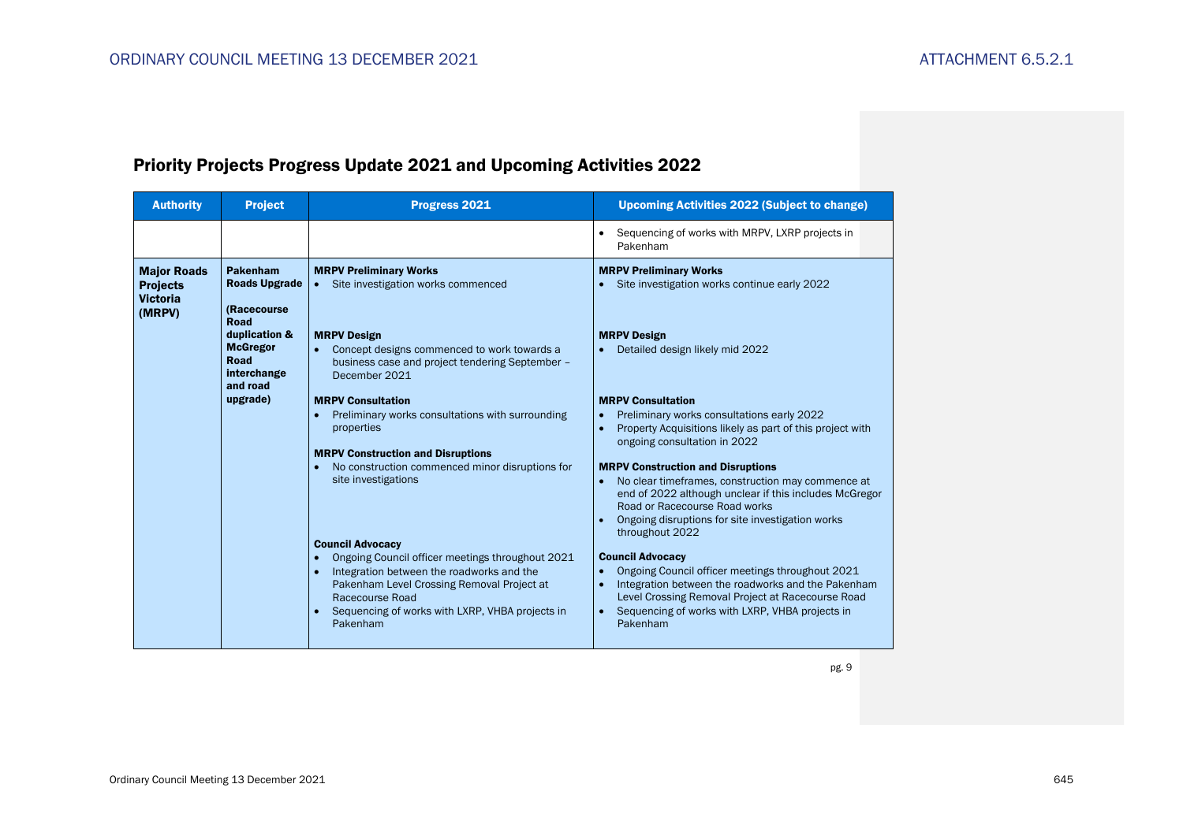## Priority Projects Progress Update 2021 and Upcoming Activities 2022

| Authority | Project | Progress 2021 | Upcoming Activities 2022 (Subject to change) |
|---|---|---|---|
| | | | • Sequencing of works with MRPV, LXRP projects in Pakenham |
| **Major Roads Projects Victoria (MRPV)** | **Pakenham Roads Upgrade**<br><br>**(Racecourse Road duplication & McGregor Road interchange and road upgrade)** | **MRPV Preliminary Works**<br>• Site investigation works commenced<br><br>**MRPV Design**<br>• Concept designs commenced to work towards a business case and project tendering September – December 2021<br><br>**MRPV Consultation**<br>• Preliminary works consultations with surrounding properties<br><br>**MRPV Construction and Disruptions**<br>• No construction commenced minor disruptions for site investigations<br><br>**Council Advocacy**<br>• Ongoing Council officer meetings throughout 2021<br>• Integration between the roadworks and the Pakenham Level Crossing Removal Project at Racecourse Road<br>• Sequencing of works with LXRP, VHBA projects in Pakenham | **MRPV Preliminary Works**<br>• Site investigation works continue early 2022<br><br>**MRPV Design**<br>• Detailed design likely mid 2022<br><br>**MRPV Consultation**<br>• Preliminary works consultations early 2022<br>• Property Acquisitions likely as part of this project with ongoing consultation in 2022<br><br>**MRPV Construction and Disruptions**<br>• No clear timeframes, construction may commence at end of 2022 although unclear if this includes McGregor Road or Racecourse Road works<br>• Ongoing disruptions for site investigation works throughout 2022<br><br>**Council Advocacy**<br>• Ongoing Council officer meetings throughout 2021<br>• Integration between the roadworks and the Pakenham Level Crossing Removal Project at Racecourse Road<br>• Sequencing of works with LXRP, VHBA projects in Pakenham |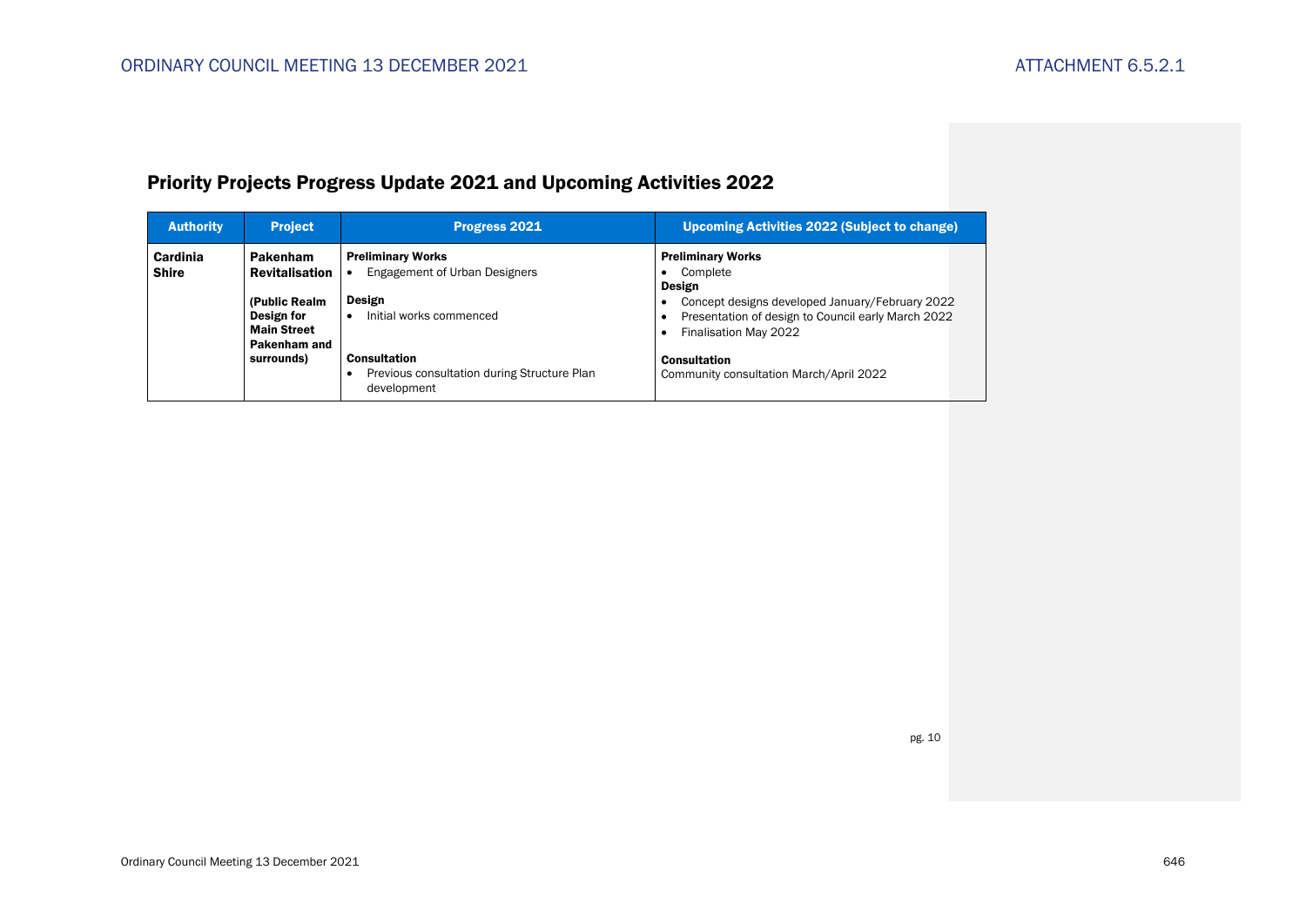## Priority Projects Progress Update 2021 and Upcoming Activities 2022

| Authority | Project | Progress 2021 | Upcoming Activities 2022 (Subject to change) |
| --- | --- | --- | --- |
| **Cardinia Shire** | **Pakenham Revitalisation**<br><br>**(Public Realm Design for Main Street Pakenham and surrounds)** | **Preliminary Works**<br>• Engagement of Urban Designers<br><br>**Design**<br>• Initial works commenced<br><br>**Consultation**<br>• Previous consultation during Structure Plan development | **Preliminary Works**<br>• Complete<br>**Design**<br>• Concept designs developed January/February 2022<br>• Presentation of design to Council early March 2022<br>• Finalisation May 2022<br><br>**Consultation**<br>Community consultation March/April 2022 |